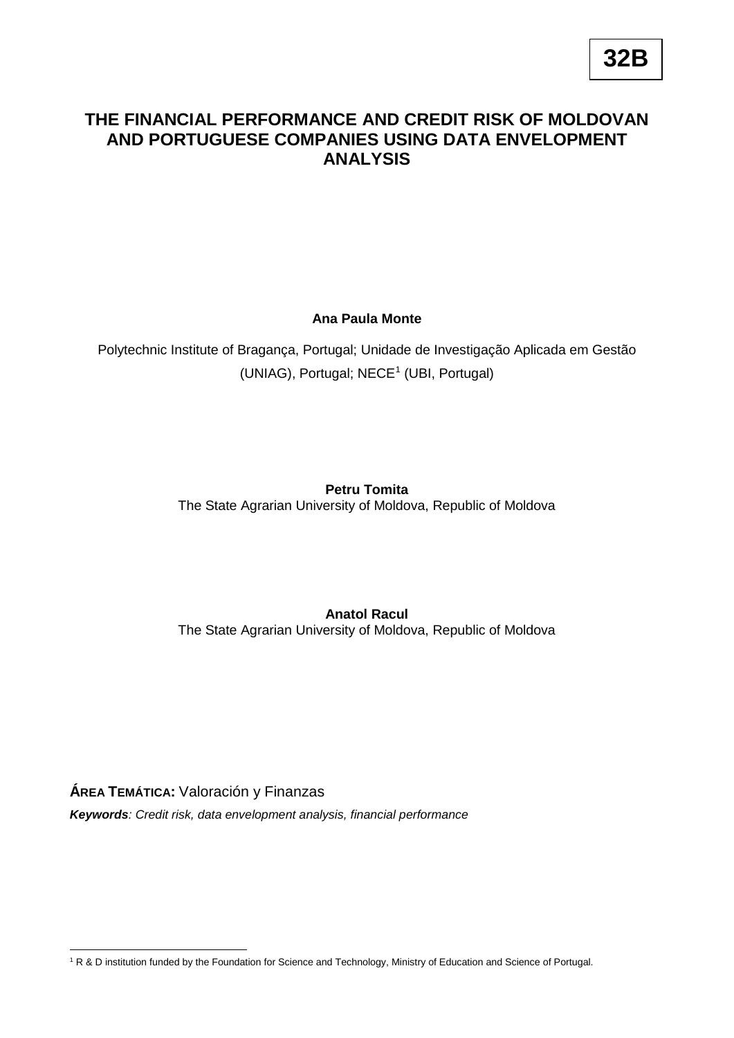**32B**

# THE FINANCIAL PERFORMANCE AND CREDIT RISK OF MOLDOVAN AND PORTUGUESE COMPANIES USING DATA ENVELOPMENT ANALYSIS

**Ana Paula Monte**

Polytechnic Institute of Bragança, Portugal; Unidade de Investigação Aplicada em Gestão (UNIAG), Portugal; NECE[1] (UBI, Portugal)

**Petru Tomita**

The State Agrarian University of Moldova, Republic of Moldova

**Anatol Racul**

The State Agrarian University of Moldova, Republic of Moldova

**ÁREA TEMÁTICA:** Valoración y Finanzas

***Keywords**: Credit risk, data envelopment analysis, financial performance*

[1] R & D institution funded by the Foundation for Science and Technology, Ministry of Education and Science of Portugal.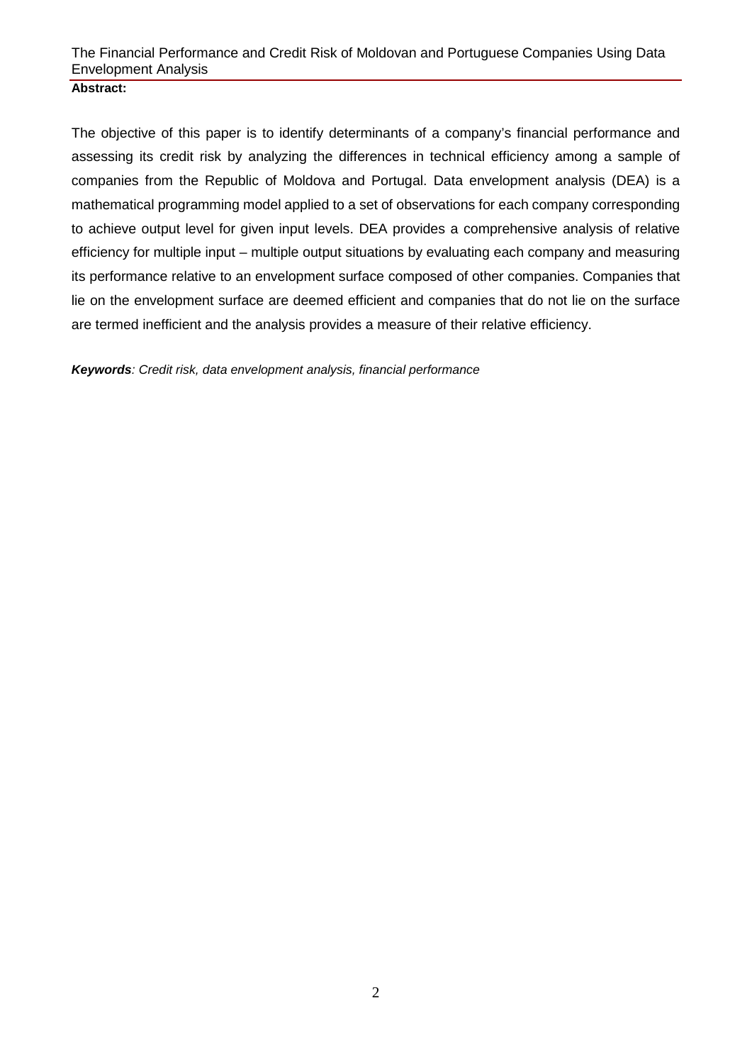**Abstract:**

The objective of this paper is to identify determinants of a company's financial performance and assessing its credit risk by analyzing the differences in technical efficiency among a sample of companies from the Republic of Moldova and Portugal. Data envelopment analysis (DEA) is a mathematical programming model applied to a set of observations for each company corresponding to achieve output level for given input levels. DEA provides a comprehensive analysis of relative efficiency for multiple input – multiple output situations by evaluating each company and measuring its performance relative to an envelopment surface composed of other companies. Companies that lie on the envelopment surface are deemed efficient and companies that do not lie on the surface are termed inefficient and the analysis provides a measure of their relative efficiency.

***Keywords****: Credit risk, data envelopment analysis, financial performance*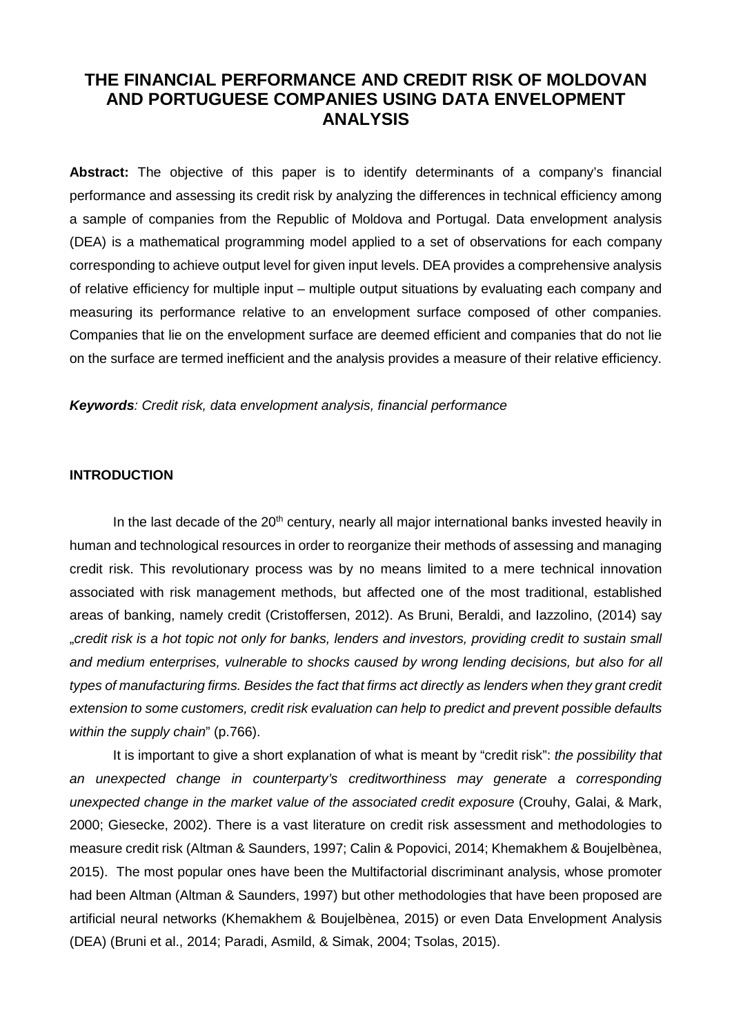# THE FINANCIAL PERFORMANCE AND CREDIT RISK OF MOLDOVAN AND PORTUGUESE COMPANIES USING DATA ENVELOPMENT ANALYSIS

**Abstract:** The objective of this paper is to identify determinants of a company's financial performance and assessing its credit risk by analyzing the differences in technical efficiency among a sample of companies from the Republic of Moldova and Portugal. Data envelopment analysis (DEA) is a mathematical programming model applied to a set of observations for each company corresponding to achieve output level for given input levels. DEA provides a comprehensive analysis of relative efficiency for multiple input – multiple output situations by evaluating each company and measuring its performance relative to an envelopment surface composed of other companies. Companies that lie on the envelopment surface are deemed efficient and companies that do not lie on the surface are termed inefficient and the analysis provides a measure of their relative efficiency.

***Keywords****: Credit risk, data envelopment analysis, financial performance*

## INTRODUCTION

In the last decade of the 20th century, nearly all major international banks invested heavily in human and technological resources in order to reorganize their methods of assessing and managing credit risk. This revolutionary process was by no means limited to a mere technical innovation associated with risk management methods, but affected one of the most traditional, established areas of banking, namely credit (Cristoffersen, 2012). As Bruni, Beraldi, and Iazzolino, (2014) say „*credit risk is a hot topic not only for banks, lenders and investors, providing credit to sustain small and medium enterprises, vulnerable to shocks caused by wrong lending decisions, but also for all types of manufacturing firms. Besides the fact that firms act directly as lenders when they grant credit extension to some customers, credit risk evaluation can help to predict and prevent possible defaults within the supply chain*" (p.766).

It is important to give a short explanation of what is meant by "credit risk": *the possibility that an unexpected change in counterparty's creditworthiness may generate a corresponding unexpected change in the market value of the associated credit exposure* (Crouhy, Galai, & Mark, 2000; Giesecke, 2002). There is a vast literature on credit risk assessment and methodologies to measure credit risk (Altman & Saunders, 1997; Calin & Popovici, 2014; Khemakhem & Boujelbènea, 2015). The most popular ones have been the Multifactorial discriminant analysis, whose promoter had been Altman (Altman & Saunders, 1997) but other methodologies that have been proposed are artificial neural networks (Khemakhem & Boujelbènea, 2015) or even Data Envelopment Analysis (DEA) (Bruni et al., 2014; Paradi, Asmild, & Simak, 2004; Tsolas, 2015).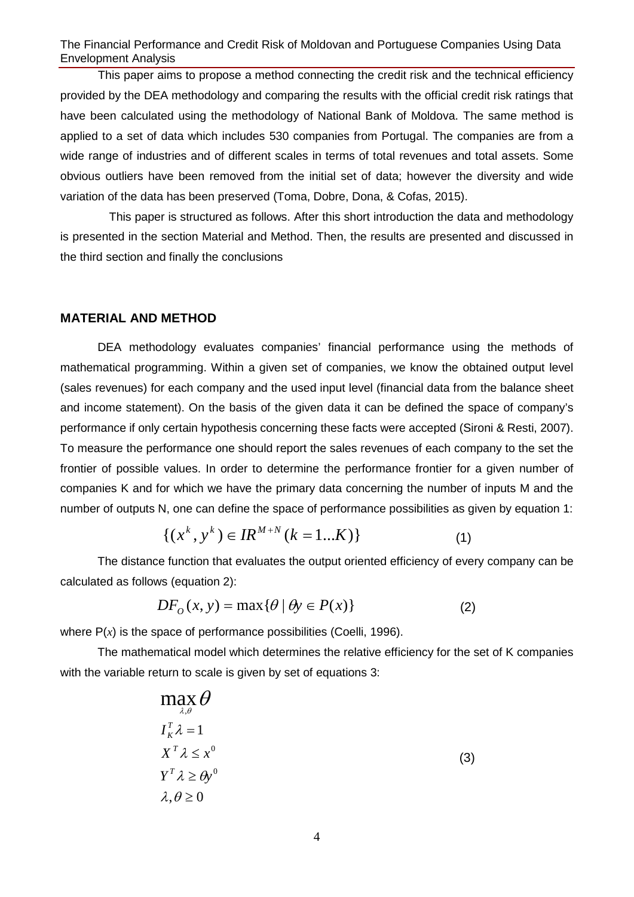This paper aims to propose a method connecting the credit risk and the technical efficiency provided by the DEA methodology and comparing the results with the official credit risk ratings that have been calculated using the methodology of National Bank of Moldova. The same method is applied to a set of data which includes 530 companies from Portugal. The companies are from a wide range of industries and of different scales in terms of total revenues and total assets. Some obvious outliers have been removed from the initial set of data; however the diversity and wide variation of the data has been preserved (Toma, Dobre, Dona, & Cofas, 2015).

This paper is structured as follows. After this short introduction the data and methodology is presented in the section Material and Method. Then, the results are presented and discussed in the third section and finally the conclusions

## MATERIAL AND METHOD

DEA methodology evaluates companies' financial performance using the methods of mathematical programming. Within a given set of companies, we know the obtained output level (sales revenues) for each company and the used input level (financial data from the balance sheet and income statement). On the basis of the given data it can be defined the space of company's performance if only certain hypothesis concerning these facts were accepted (Sironi & Resti, 2007). To measure the performance one should report the sales revenues of each company to the set the frontier of possible values. In order to determine the performance frontier for a given number of companies K and for which we have the primary data concerning the number of inputs M and the number of outputs N, one can define the space of performance possibilities as given by equation 1:

$$\{(x^k, y^k) \in IR^{M+N} (k = 1...K)\} \qquad (1)$$

The distance function that evaluates the output oriented efficiency of every company can be calculated as follows (equation 2):

$$DF_O(x, y) = \max\{\theta \mid \theta y \in P(x)\} \qquad (2)$$

where P($x$) is the space of performance possibilities (Coelli, 1996).

The mathematical model which determines the relative efficiency for the set of K companies with the variable return to scale is given by set of equations 3:

$$
\begin{aligned}
& \max_{\lambda,\theta} \theta \\
& I_K^T \lambda = 1 \\
& X^T \lambda \le x^0 \\
& Y^T \lambda \ge \theta y^0 \\
& \lambda, \theta \ge 0
\end{aligned}
\qquad (3)
$$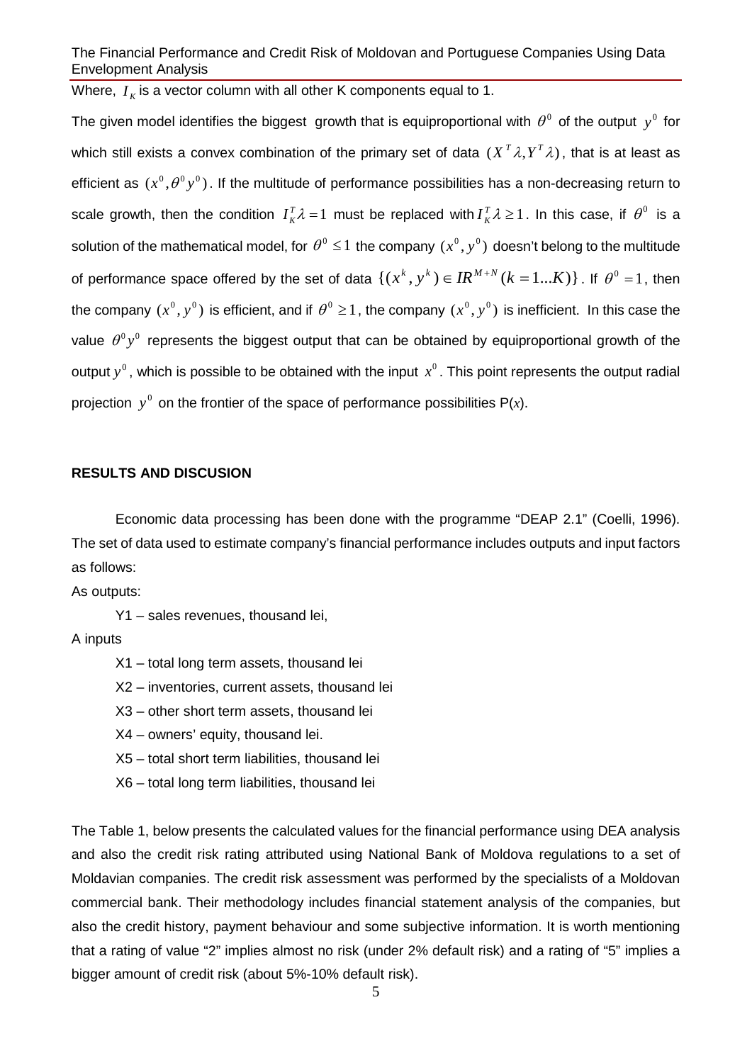Where, $I_K$ is a vector column with all other K components equal to 1.

The given model identifies the biggest growth that is equiproportional with $\theta^0$ of the output $y^0$ for which still exists a convex combination of the primary set of data $(X^T\lambda, Y^T\lambda)$, that is at least as efficient as $(x^0, \theta^0 y^0)$. If the multitude of performance possibilities has a non-decreasing return to scale growth, then the condition $I_K^T\lambda = 1$ must be replaced with $I_K^T\lambda \geq 1$. In this case, if $\theta^0$ is a solution of the mathematical model, for $\theta^0 \leq 1$ the company $(x^0, y^0)$ doesn't belong to the multitude of performance space offered by the set of data $\{(x^k, y^k) \in IR^{M+N} (k = 1...K)\}$. If $\theta^0 = 1$, then the company $(x^0, y^0)$ is efficient, and if $\theta^0 \geq 1$, the company $(x^0, y^0)$ is inefficient. In this case the value $\theta^0 y^0$ represents the biggest output that can be obtained by equiproportional growth of the output $y^0$, which is possible to be obtained with the input $x^0$. This point represents the output radial projection $y^0$ on the frontier of the space of performance possibilities P($x$).

**RESULTS AND DISCUSION**

Economic data processing has been done with the programme "DEAP 2.1" (Coelli, 1996). The set of data used to estimate company's financial performance includes outputs and input factors as follows:

As outputs:

Y1 – sales revenues, thousand lei,

A inputs

X1 – total long term assets, thousand lei

X2 – inventories, current assets, thousand lei

X3 – other short term assets, thousand lei

X4 – owners' equity, thousand lei.

X5 – total short term liabilities, thousand lei

X6 – total long term liabilities, thousand lei

The Table 1, below presents the calculated values for the financial performance using DEA analysis and also the credit risk rating attributed using National Bank of Moldova regulations to a set of Moldavian companies. The credit risk assessment was performed by the specialists of a Moldovan commercial bank. Their methodology includes financial statement analysis of the companies, but also the credit history, payment behaviour and some subjective information. It is worth mentioning that a rating of value "2" implies almost no risk (under 2% default risk) and a rating of "5" implies a bigger amount of credit risk (about 5%-10% default risk).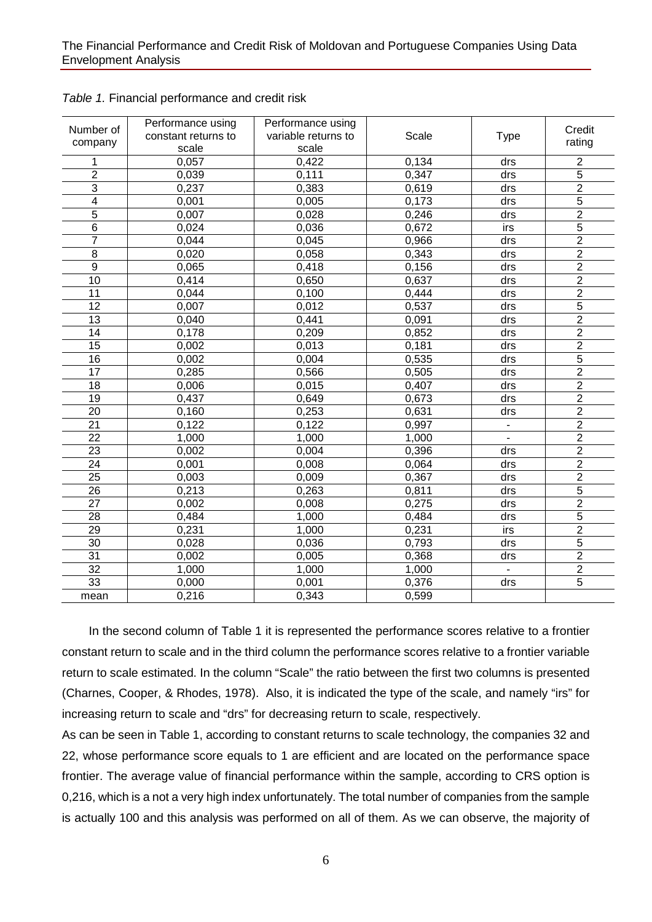*Table 1.* Financial performance and credit risk

| Number of company | Performance using constant returns to scale | Performance using variable returns to scale | Scale | Type | Credit rating |
|---|---|---|---|---|---|
| 1 | 0,057 | 0,422 | 0,134 | drs | 2 |
| 2 | 0,039 | 0,111 | 0,347 | drs | 5 |
| 3 | 0,237 | 0,383 | 0,619 | drs | 2 |
| 4 | 0,001 | 0,005 | 0,173 | drs | 5 |
| 5 | 0,007 | 0,028 | 0,246 | drs | 2 |
| 6 | 0,024 | 0,036 | 0,672 | irs | 5 |
| 7 | 0,044 | 0,045 | 0,966 | drs | 2 |
| 8 | 0,020 | 0,058 | 0,343 | drs | 2 |
| 9 | 0,065 | 0,418 | 0,156 | drs | 2 |
| 10 | 0,414 | 0,650 | 0,637 | drs | 2 |
| 11 | 0,044 | 0,100 | 0,444 | drs | 2 |
| 12 | 0,007 | 0,012 | 0,537 | drs | 5 |
| 13 | 0,040 | 0,441 | 0,091 | drs | 2 |
| 14 | 0,178 | 0,209 | 0,852 | drs | 2 |
| 15 | 0,002 | 0,013 | 0,181 | drs | 2 |
| 16 | 0,002 | 0,004 | 0,535 | drs | 5 |
| 17 | 0,285 | 0,566 | 0,505 | drs | 2 |
| 18 | 0,006 | 0,015 | 0,407 | drs | 2 |
| 19 | 0,437 | 0,649 | 0,673 | drs | 2 |
| 20 | 0,160 | 0,253 | 0,631 | drs | 2 |
| 21 | 0,122 | 0,122 | 0,997 | - | 2 |
| 22 | 1,000 | 1,000 | 1,000 | - | 2 |
| 23 | 0,002 | 0,004 | 0,396 | drs | 2 |
| 24 | 0,001 | 0,008 | 0,064 | drs | 2 |
| 25 | 0,003 | 0,009 | 0,367 | drs | 2 |
| 26 | 0,213 | 0,263 | 0,811 | drs | 5 |
| 27 | 0,002 | 0,008 | 0,275 | drs | 2 |
| 28 | 0,484 | 1,000 | 0,484 | drs | 5 |
| 29 | 0,231 | 1,000 | 0,231 | irs | 2 |
| 30 | 0,028 | 0,036 | 0,793 | drs | 5 |
| 31 | 0,002 | 0,005 | 0,368 | drs | 2 |
| 32 | 1,000 | 1,000 | 1,000 | - | 2 |
| 33 | 0,000 | 0,001 | 0,376 | drs | 5 |
| mean | 0,216 | 0,343 | 0,599 | | |

In the second column of Table 1 it is represented the performance scores relative to a frontier constant return to scale and in the third column the performance scores relative to a frontier variable return to scale estimated. In the column "Scale" the ratio between the first two columns is presented (Charnes, Cooper, & Rhodes, 1978). Also, it is indicated the type of the scale, and namely "irs" for increasing return to scale and "drs" for decreasing return to scale, respectively.

As can be seen in Table 1, according to constant returns to scale technology, the companies 32 and 22, whose performance score equals to 1 are efficient and are located on the performance space frontier. The average value of financial performance within the sample, according to CRS option is 0,216, which is a not a very high index unfortunately. The total number of companies from the sample is actually 100 and this analysis was performed on all of them. As we can observe, the majority of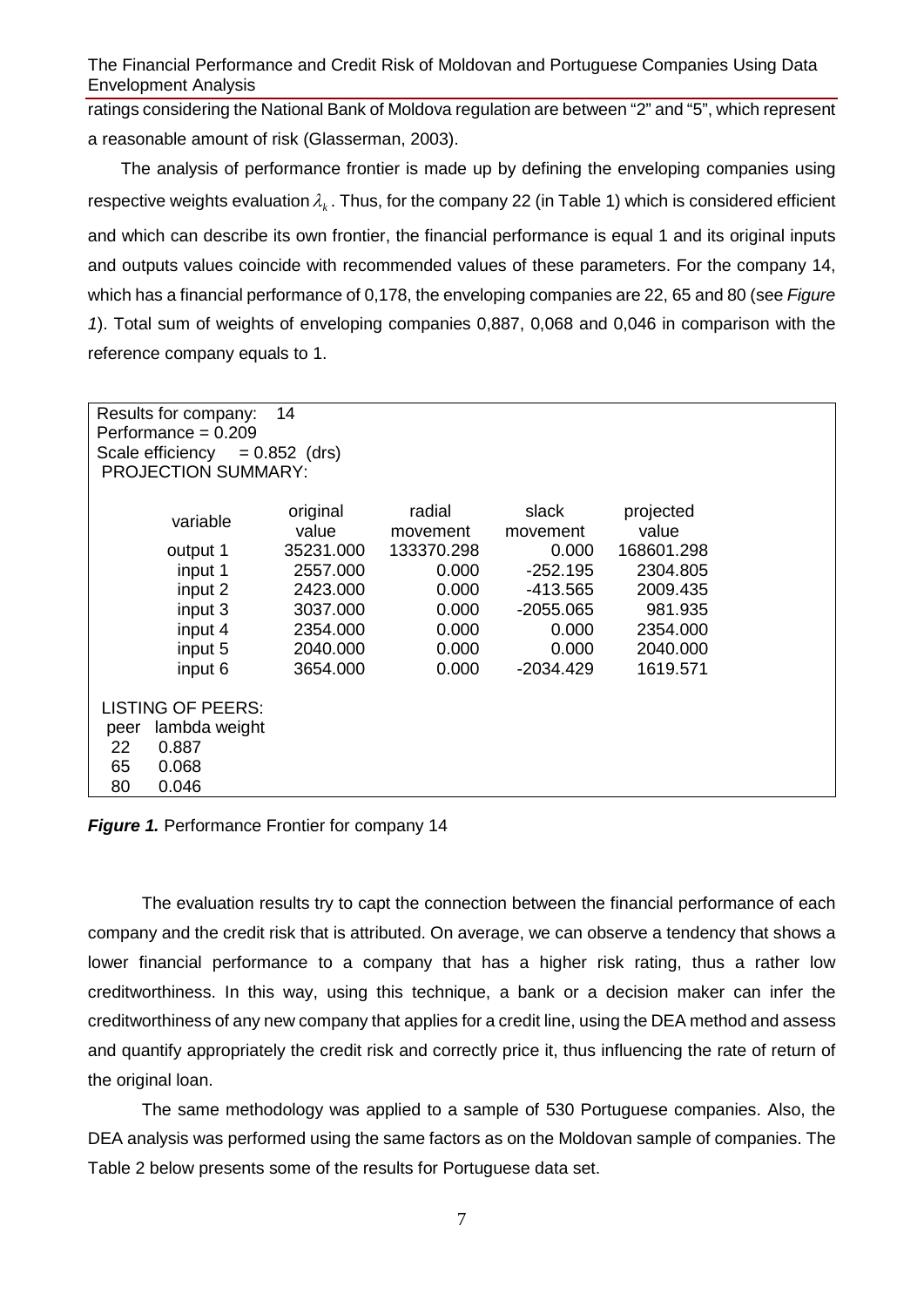ratings considering the National Bank of Moldova regulation are between "2" and "5", which represent a reasonable amount of risk (Glasserman, 2003).

The analysis of performance frontier is made up by defining the enveloping companies using respective weights evaluation $\lambda_k$. Thus, for the company 22 (in Table 1) which is considered efficient and which can describe its own frontier, the financial performance is equal 1 and its original inputs and outputs values coincide with recommended values of these parameters. For the company 14, which has a financial performance of 0,178, the enveloping companies are 22, 65 and 80 (see *Figure 1*). Total sum of weights of enveloping companies 0,887, 0,068 and 0,046 in comparison with the reference company equals to 1.

Results for company: 14
Performance = 0.209
Scale efficiency = 0.852 (drs)
PROJECTION SUMMARY:

| variable | original value | radial movement | slack movement | projected value |
|---|---|---|---|---|
| output 1 | 35231.000 | 133370.298 | 0.000 | 168601.298 |
| input 1 | 2557.000 | 0.000 | -252.195 | 2304.805 |
| input 2 | 2423.000 | 0.000 | -413.565 | 2009.435 |
| input 3 | 3037.000 | 0.000 | -2055.065 | 981.935 |
| input 4 | 2354.000 | 0.000 | 0.000 | 2354.000 |
| input 5 | 2040.000 | 0.000 | 0.000 | 2040.000 |
| input 6 | 3654.000 | 0.000 | -2034.429 | 1619.571 |

LISTING OF PEERS:

| peer | lambda weight |
|---|---|
| 22 | 0.887 |
| 65 | 0.068 |
| 80 | 0.046 |

***Figure 1.*** Performance Frontier for company 14

The evaluation results try to capt the connection between the financial performance of each company and the credit risk that is attributed. On average, we can observe a tendency that shows a lower financial performance to a company that has a higher risk rating, thus a rather low creditworthiness. In this way, using this technique, a bank or a decision maker can infer the creditworthiness of any new company that applies for a credit line, using the DEA method and assess and quantify appropriately the credit risk and correctly price it, thus influencing the rate of return of the original loan.

The same methodology was applied to a sample of 530 Portuguese companies. Also, the DEA analysis was performed using the same factors as on the Moldovan sample of companies. The Table 2 below presents some of the results for Portuguese data set.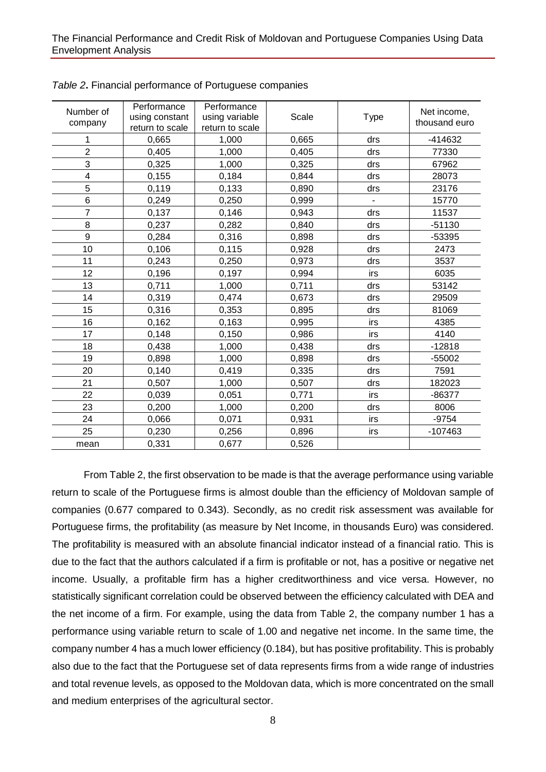*Table 2*. Financial performance of Portuguese companies

| Number of company | Performance using constant return to scale | Performance using variable return to scale | Scale | Type | Net income, thousand euro |
|---|---|---|---|---|---|
| 1 | 0,665 | 1,000 | 0,665 | drs | -414632 |
| 2 | 0,405 | 1,000 | 0,405 | drs | 77330 |
| 3 | 0,325 | 1,000 | 0,325 | drs | 67962 |
| 4 | 0,155 | 0,184 | 0,844 | drs | 28073 |
| 5 | 0,119 | 0,133 | 0,890 | drs | 23176 |
| 6 | 0,249 | 0,250 | 0,999 | - | 15770 |
| 7 | 0,137 | 0,146 | 0,943 | drs | 11537 |
| 8 | 0,237 | 0,282 | 0,840 | drs | -51130 |
| 9 | 0,284 | 0,316 | 0,898 | drs | -53395 |
| 10 | 0,106 | 0,115 | 0,928 | drs | 2473 |
| 11 | 0,243 | 0,250 | 0,973 | drs | 3537 |
| 12 | 0,196 | 0,197 | 0,994 | irs | 6035 |
| 13 | 0,711 | 1,000 | 0,711 | drs | 53142 |
| 14 | 0,319 | 0,474 | 0,673 | drs | 29509 |
| 15 | 0,316 | 0,353 | 0,895 | drs | 81069 |
| 16 | 0,162 | 0,163 | 0,995 | irs | 4385 |
| 17 | 0,148 | 0,150 | 0,986 | irs | 4140 |
| 18 | 0,438 | 1,000 | 0,438 | drs | -12818 |
| 19 | 0,898 | 1,000 | 0,898 | drs | -55002 |
| 20 | 0,140 | 0,419 | 0,335 | drs | 7591 |
| 21 | 0,507 | 1,000 | 0,507 | drs | 182023 |
| 22 | 0,039 | 0,051 | 0,771 | irs | -86377 |
| 23 | 0,200 | 1,000 | 0,200 | drs | 8006 |
| 24 | 0,066 | 0,071 | 0,931 | irs | -9754 |
| 25 | 0,230 | 0,256 | 0,896 | irs | -107463 |
| mean | 0,331 | 0,677 | 0,526 | | |

From Table 2, the first observation to be made is that the average performance using variable return to scale of the Portuguese firms is almost double than the efficiency of Moldovan sample of companies (0.677 compared to 0.343). Secondly, as no credit risk assessment was available for Portuguese firms, the profitability (as measure by Net Income, in thousands Euro) was considered. The profitability is measured with an absolute financial indicator instead of a financial ratio. This is due to the fact that the authors calculated if a firm is profitable or not, has a positive or negative net income. Usually, a profitable firm has a higher creditworthiness and vice versa. However, no statistically significant correlation could be observed between the efficiency calculated with DEA and the net income of a firm. For example, using the data from Table 2, the company number 1 has a performance using variable return to scale of 1.00 and negative net income. In the same time, the company number 4 has a much lower efficiency (0.184), but has positive profitability. This is probably also due to the fact that the Portuguese set of data represents firms from a wide range of industries and total revenue levels, as opposed to the Moldovan data, which is more concentrated on the small and medium enterprises of the agricultural sector.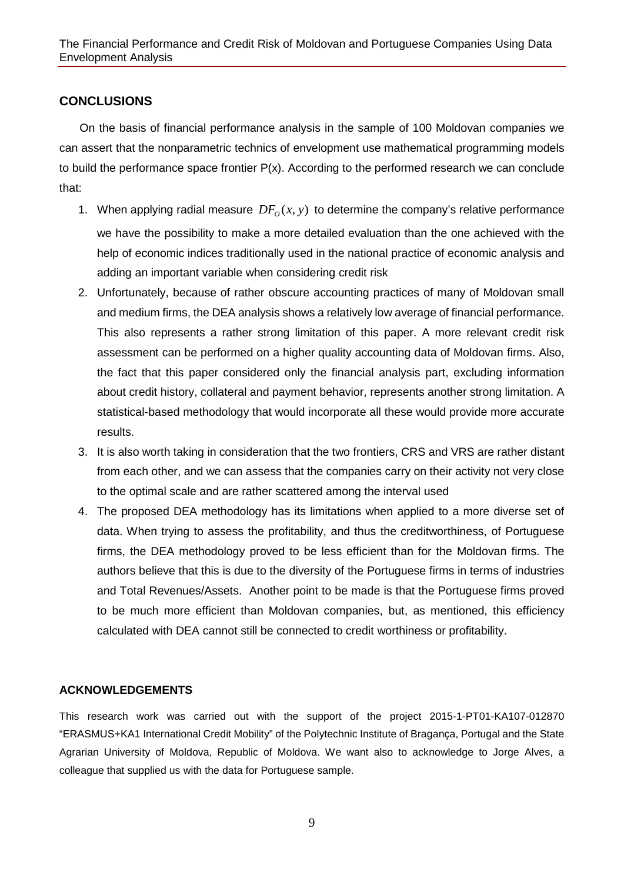## CONCLUSIONS

On the basis of financial performance analysis in the sample of 100 Moldovan companies we can assert that the nonparametric technics of envelopment use mathematical programming models to build the performance space frontier P(x). According to the performed research we can conclude that:

1. When applying radial measure $DF_O(x,y)$ to determine the company's relative performance we have the possibility to make a more detailed evaluation than the one achieved with the help of economic indices traditionally used in the national practice of economic analysis and adding an important variable when considering credit risk
2. Unfortunately, because of rather obscure accounting practices of many of Moldovan small and medium firms, the DEA analysis shows a relatively low average of financial performance. This also represents a rather strong limitation of this paper. A more relevant credit risk assessment can be performed on a higher quality accounting data of Moldovan firms. Also, the fact that this paper considered only the financial analysis part, excluding information about credit history, collateral and payment behavior, represents another strong limitation. A statistical-based methodology that would incorporate all these would provide more accurate results.
3. It is also worth taking in consideration that the two frontiers, CRS and VRS are rather distant from each other, and we can assess that the companies carry on their activity not very close to the optimal scale and are rather scattered among the interval used
4. The proposed DEA methodology has its limitations when applied to a more diverse set of data. When trying to assess the profitability, and thus the creditworthiness, of Portuguese firms, the DEA methodology proved to be less efficient than for the Moldovan firms. The authors believe that this is due to the diversity of the Portuguese firms in terms of industries and Total Revenues/Assets. Another point to be made is that the Portuguese firms proved to be much more efficient than Moldovan companies, but, as mentioned, this efficiency calculated with DEA cannot still be connected to credit worthiness or profitability.

### ACKNOWLEDGEMENTS

This research work was carried out with the support of the project 2015-1-PT01-KA107-012870 "ERASMUS+KA1 International Credit Mobility" of the Polytechnic Institute of Bragança, Portugal and the State Agrarian University of Moldova, Republic of Moldova. We want also to acknowledge to Jorge Alves, a colleague that supplied us with the data for Portuguese sample.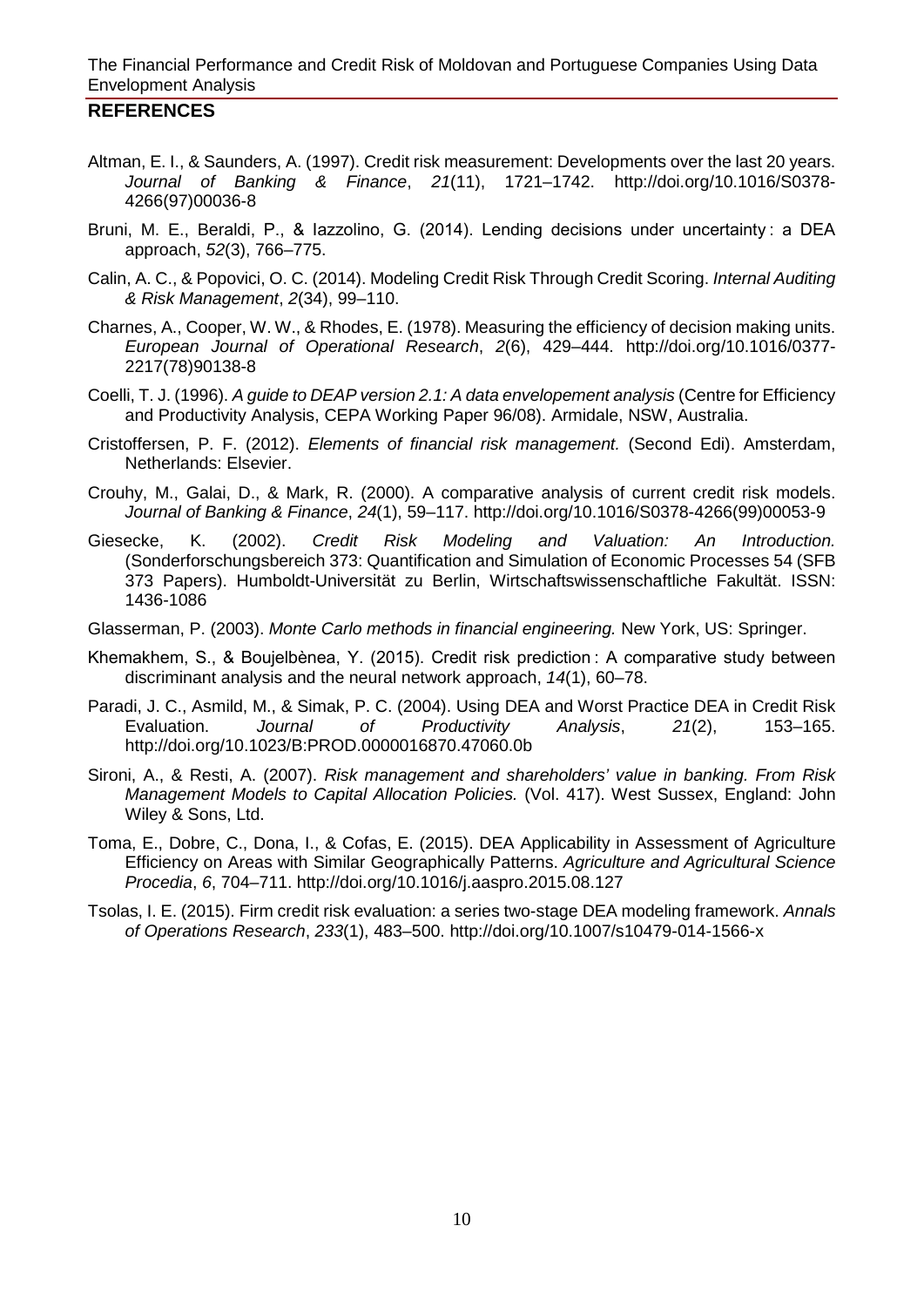## REFERENCES

Altman, E. I., & Saunders, A. (1997). Credit risk measurement: Developments over the last 20 years. *Journal of Banking & Finance*, *21*(11), 1721–1742. http://doi.org/10.1016/S0378-4266(97)00036-8

Bruni, M. E., Beraldi, P., & Iazzolino, G. (2014). Lending decisions under uncertainty : a DEA approach, *52*(3), 766–775.

Calin, A. C., & Popovici, O. C. (2014). Modeling Credit Risk Through Credit Scoring. *Internal Auditing & Risk Management*, *2*(34), 99–110.

Charnes, A., Cooper, W. W., & Rhodes, E. (1978). Measuring the efficiency of decision making units. *European Journal of Operational Research*, *2*(6), 429–444. http://doi.org/10.1016/0377-2217(78)90138-8

Coelli, T. J. (1996). *A guide to DEAP version 2.1: A data envelopement analysis* (Centre for Efficiency and Productivity Analysis, CEPA Working Paper 96/08). Armidale, NSW, Australia.

Cristoffersen, P. F. (2012). *Elements of financial risk management.* (Second Edi). Amsterdam, Netherlands: Elsevier.

Crouhy, M., Galai, D., & Mark, R. (2000). A comparative analysis of current credit risk models. *Journal of Banking & Finance*, *24*(1), 59–117. http://doi.org/10.1016/S0378-4266(99)00053-9

Giesecke, K. (2002). *Credit Risk Modeling and Valuation: An Introduction.* (Sonderforschungsbereich 373: Quantification and Simulation of Economic Processes 54 (SFB 373 Papers). Humboldt-Universität zu Berlin, Wirtschaftswissenschaftliche Fakultät. ISSN: 1436-1086

Glasserman, P. (2003). *Monte Carlo methods in financial engineering.* New York, US: Springer.

Khemakhem, S., & Boujelbènea, Y. (2015). Credit risk prediction : A comparative study between discriminant analysis and the neural network approach, *14*(1), 60–78.

Paradi, J. C., Asmild, M., & Simak, P. C. (2004). Using DEA and Worst Practice DEA in Credit Risk Evaluation. *Journal of Productivity Analysis*, *21*(2), 153–165. http://doi.org/10.1023/B:PROD.0000016870.47060.0b

Sironi, A., & Resti, A. (2007). *Risk management and shareholders' value in banking. From Risk Management Models to Capital Allocation Policies.* (Vol. 417). West Sussex, England: John Wiley & Sons, Ltd.

Toma, E., Dobre, C., Dona, I., & Cofas, E. (2015). DEA Applicability in Assessment of Agriculture Efficiency on Areas with Similar Geographically Patterns. *Agriculture and Agricultural Science Procedia*, *6*, 704–711. http://doi.org/10.1016/j.aaspro.2015.08.127

Tsolas, I. E. (2015). Firm credit risk evaluation: a series two-stage DEA modeling framework. *Annals of Operations Research*, *233*(1), 483–500. http://doi.org/10.1007/s10479-014-1566-x